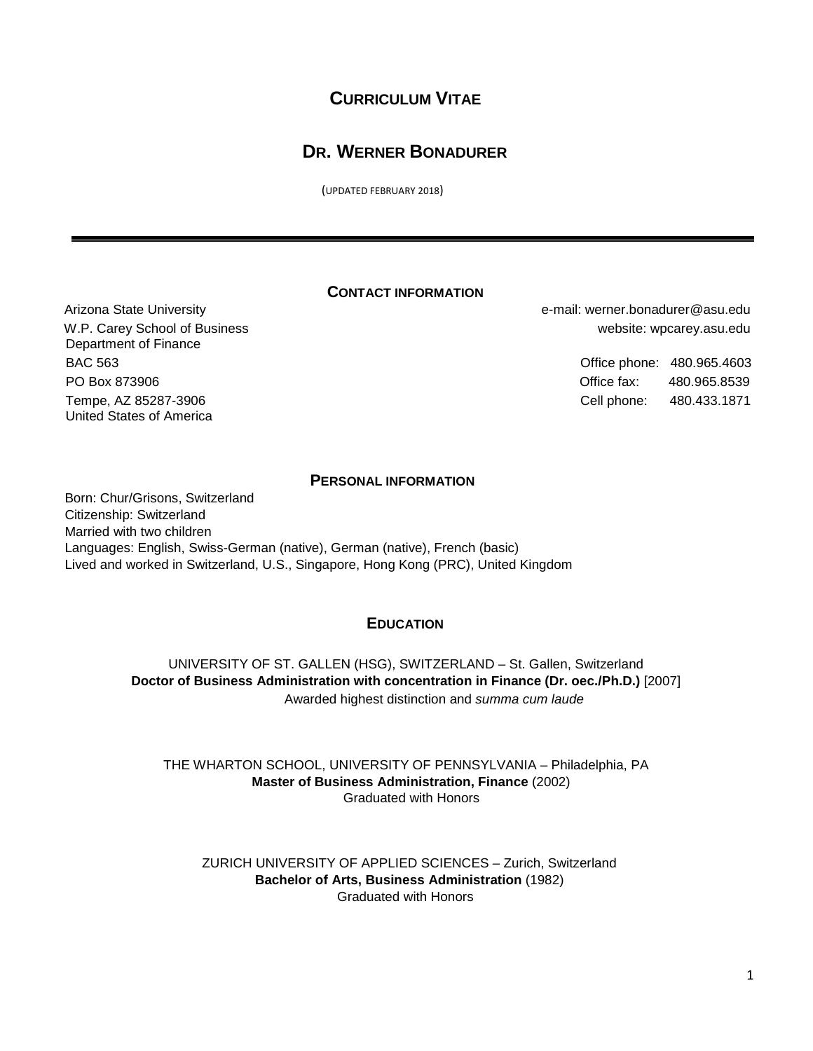# CURRICULUM VITAE

## DR. WERNER BONADURER

(UPDATED FEBRUARY 2018)

---

### CONTACT INFORMATION

Arizona State University
W.P. Carey School of Business
Department of Finance
BAC 563
PO Box 873906
Tempe, AZ 85287-3906
United States of America

e-mail: werner.bonadurer@asu.edu
website: wpcarey.asu.edu

Office phone: 480.965.4603
Office fax: 480.965.8539
Cell phone: 480.433.1871

### PERSONAL INFORMATION

Born: Chur/Grisons, Switzerland
Citizenship: Switzerland
Married with two children
Languages: English, Swiss-German (native), German (native), French (basic)
Lived and worked in Switzerland, U.S., Singapore, Hong Kong (PRC), United Kingdom

### EDUCATION

UNIVERSITY OF ST. GALLEN (HSG), SWITZERLAND – St. Gallen, Switzerland
**Doctor of Business Administration with concentration in Finance (Dr. oec./Ph.D.)** [2007]
Awarded highest distinction and *summa cum laude*

THE WHARTON SCHOOL, UNIVERSITY OF PENNSYLVANIA – Philadelphia, PA
**Master of Business Administration, Finance** (2002)
Graduated with Honors

ZURICH UNIVERSITY OF APPLIED SCIENCES – Zurich, Switzerland
**Bachelor of Arts, Business Administration** (1982)
Graduated with Honors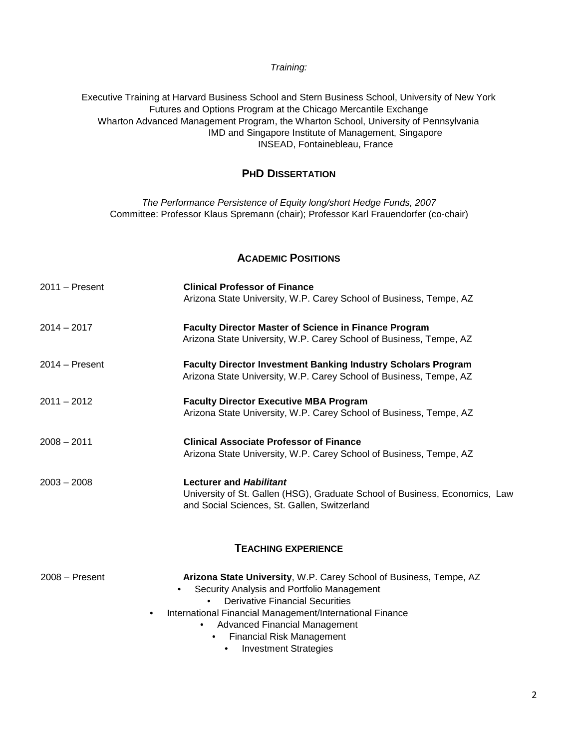*Training:*

Executive Training at Harvard Business School and Stern Business School, University of New York
Futures and Options Program at the Chicago Mercantile Exchange
Wharton Advanced Management Program, the Wharton School, University of Pennsylvania
IMD and Singapore Institute of Management, Singapore
INSEAD, Fontainebleau, France

## PhD Dissertation

*The Performance Persistence of Equity long/short Hedge Funds, 2007*
Committee: Professor Klaus Spremann (chair); Professor Karl Frauendorfer (co-chair)

## Academic Positions

2011 – Present **Clinical Professor of Finance**
Arizona State University, W.P. Carey School of Business, Tempe, AZ

2014 – 2017 **Faculty Director Master of Science in Finance Program**
Arizona State University, W.P. Carey School of Business, Tempe, AZ

2014 – Present **Faculty Director Investment Banking Industry Scholars Program**
Arizona State University, W.P. Carey School of Business, Tempe, AZ

2011 – 2012 **Faculty Director Executive MBA Program**
Arizona State University, W.P. Carey School of Business, Tempe, AZ

2008 – 2011 **Clinical Associate Professor of Finance**
Arizona State University, W.P. Carey School of Business, Tempe, AZ

2003 – 2008 **Lecturer and *Habilitant***
University of St. Gallen (HSG), Graduate School of Business, Economics, Law and Social Sciences, St. Gallen, Switzerland

## Teaching experience

2008 – Present **Arizona State University**, W.P. Carey School of Business, Tempe, AZ

- Security Analysis and Portfolio Management
- Derivative Financial Securities
- International Financial Management/International Finance
- Advanced Financial Management
- Financial Risk Management
- Investment Strategies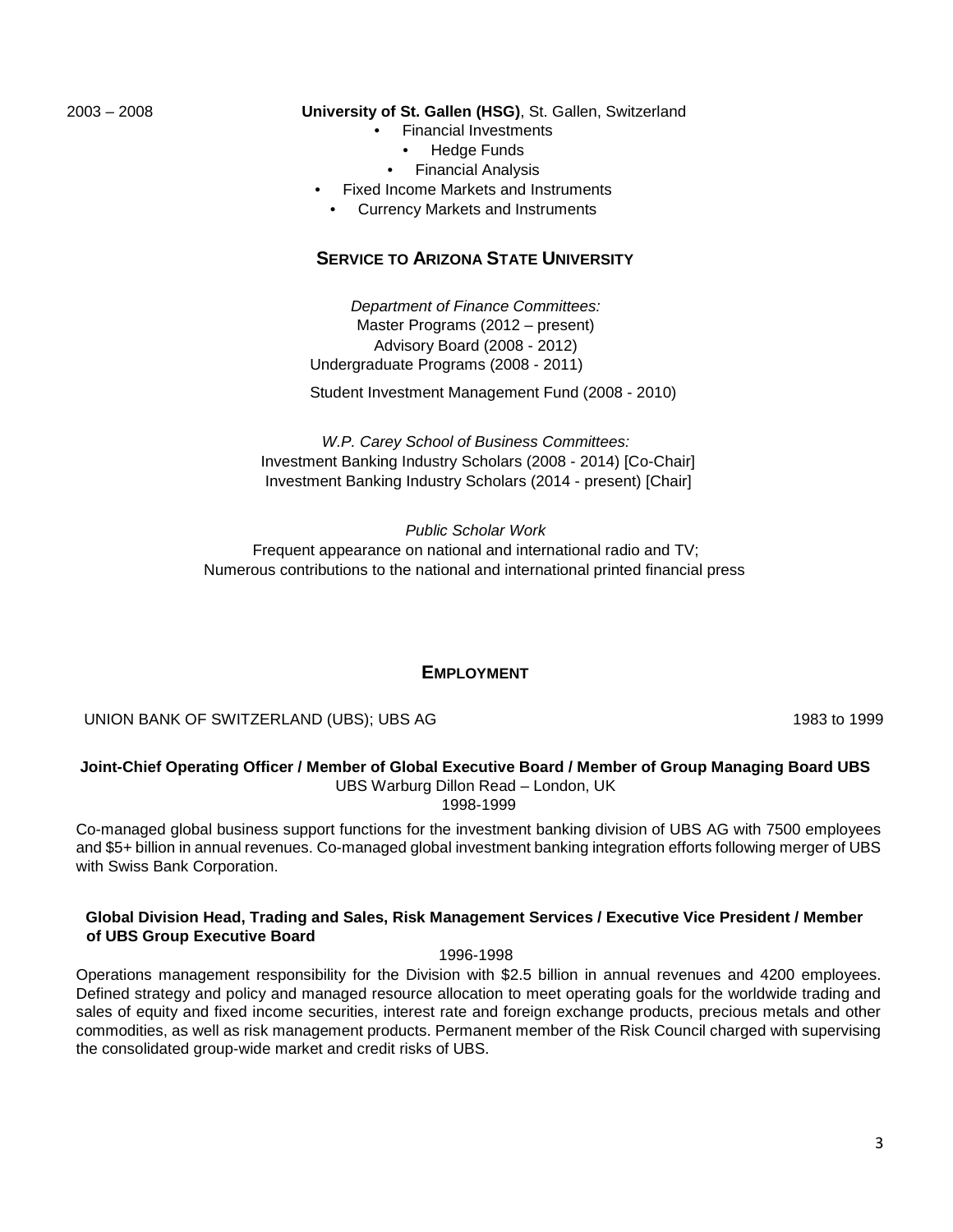2003 – 2008 **University of St. Gallen (HSG)**, St. Gallen, Switzerland

- Financial Investments
- Hedge Funds
- Financial Analysis
- Fixed Income Markets and Instruments
- Currency Markets and Instruments

## SERVICE TO ARIZONA STATE UNIVERSITY

*Department of Finance Committees:*
Master Programs (2012 – present)
Advisory Board (2008 - 2012)
Undergraduate Programs (2008 - 2011)
Student Investment Management Fund (2008 - 2010)

*W.P. Carey School of Business Committees:*
Investment Banking Industry Scholars (2008 - 2014) [Co-Chair]
Investment Banking Industry Scholars (2014 - present) [Chair]

*Public Scholar Work*
Frequent appearance on national and international radio and TV;
Numerous contributions to the national and international printed financial press

## EMPLOYMENT

UNION BANK OF SWITZERLAND (UBS); UBS AG 1983 to 1999

**Joint-Chief Operating Officer / Member of Global Executive Board / Member of Group Managing Board UBS**
UBS Warburg Dillon Read – London, UK
1998-1999

Co-managed global business support functions for the investment banking division of UBS AG with 7500 employees and $5+ billion in annual revenues. Co-managed global investment banking integration efforts following merger of UBS with Swiss Bank Corporation.

**Global Division Head, Trading and Sales, Risk Management Services / Executive Vice President / Member of UBS Group Executive Board**
1996-1998

Operations management responsibility for the Division with $2.5 billion in annual revenues and 4200 employees. Defined strategy and policy and managed resource allocation to meet operating goals for the worldwide trading and sales of equity and fixed income securities, interest rate and foreign exchange products, precious metals and other commodities, as well as risk management products. Permanent member of the Risk Council charged with supervising the consolidated group-wide market and credit risks of UBS.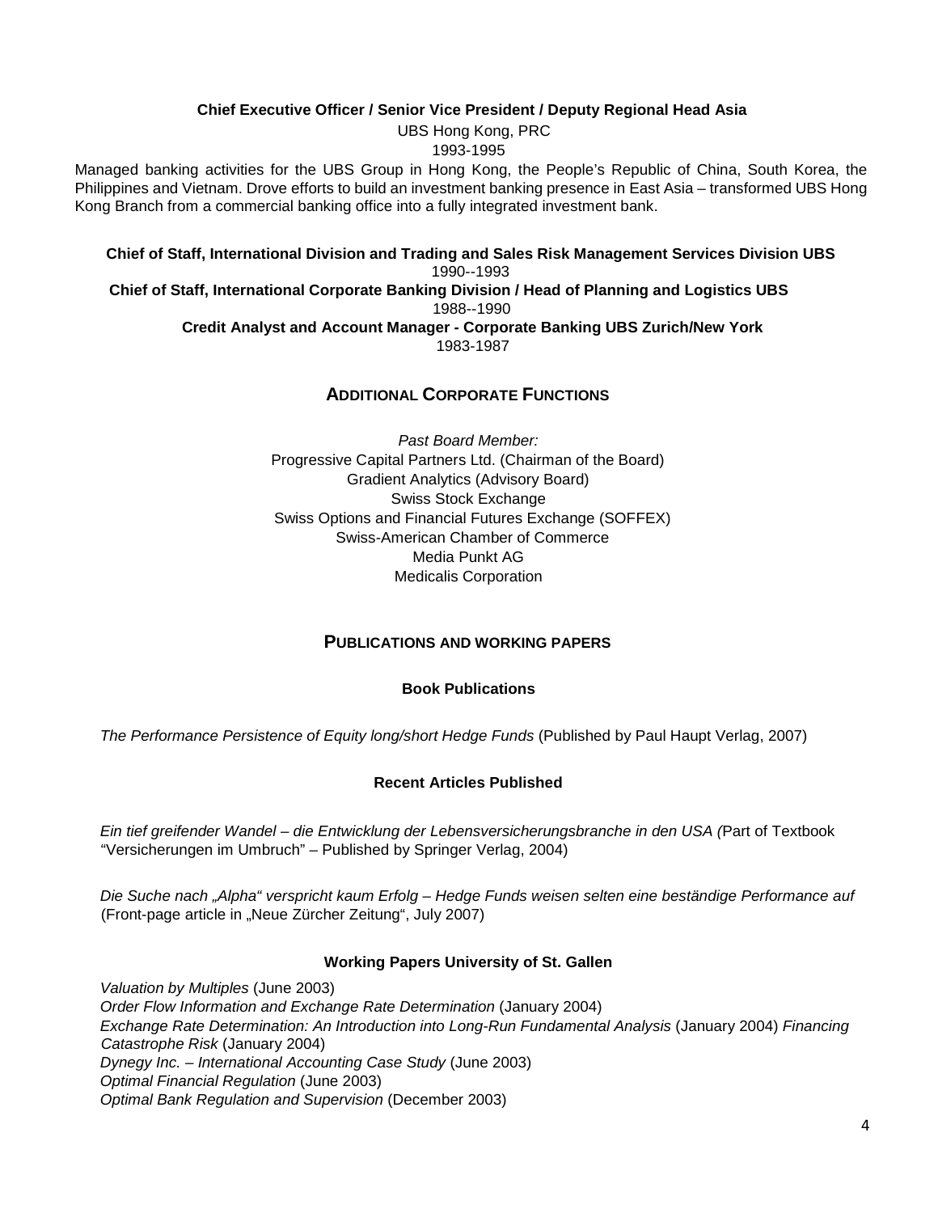**Chief Executive Officer / Senior Vice President / Deputy Regional Head Asia**

UBS Hong Kong, PRC

1993-1995

Managed banking activities for the UBS Group in Hong Kong, the People's Republic of China, South Korea, the Philippines and Vietnam. Drove efforts to build an investment banking presence in East Asia – transformed UBS Hong Kong Branch from a commercial banking office into a fully integrated investment bank.

**Chief of Staff, International Division and Trading and Sales Risk Management Services Division UBS**

1990--1993

**Chief of Staff, International Corporate Banking Division / Head of Planning and Logistics UBS**

1988--1990

**Credit Analyst and Account Manager - Corporate Banking UBS Zurich/New York**

1983-1987

## ADDITIONAL CORPORATE FUNCTIONS

*Past Board Member:*

Progressive Capital Partners Ltd. (Chairman of the Board)
Gradient Analytics (Advisory Board)
Swiss Stock Exchange
Swiss Options and Financial Futures Exchange (SOFFEX)
Swiss-American Chamber of Commerce
Media Punkt AG
Medicalis Corporation

## PUBLICATIONS AND WORKING PAPERS

### Book Publications

*The Performance Persistence of Equity long/short Hedge Funds* (Published by Paul Haupt Verlag, 2007)

### Recent Articles Published

*Ein tief greifender Wandel – die Entwicklung der Lebensversicherungsbranche in den USA (*Part of Textbook "Versicherungen im Umbruch" – Published by Springer Verlag, 2004)

*Die Suche nach „Alpha" verspricht kaum Erfolg – Hedge Funds weisen selten eine beständige Performance auf* (Front-page article in „Neue Zürcher Zeitung", July 2007)

### Working Papers University of St. Gallen

*Valuation by Multiples* (June 2003)
*Order Flow Information and Exchange Rate Determination* (January 2004)
*Exchange Rate Determination: An Introduction into Long-Run Fundamental Analysis* (January 2004)
*Financing Catastrophe Risk* (January 2004)
*Dynegy Inc. – International Accounting Case Study* (June 2003)
*Optimal Financial Regulation* (June 2003)
*Optimal Bank Regulation and Supervision* (December 2003)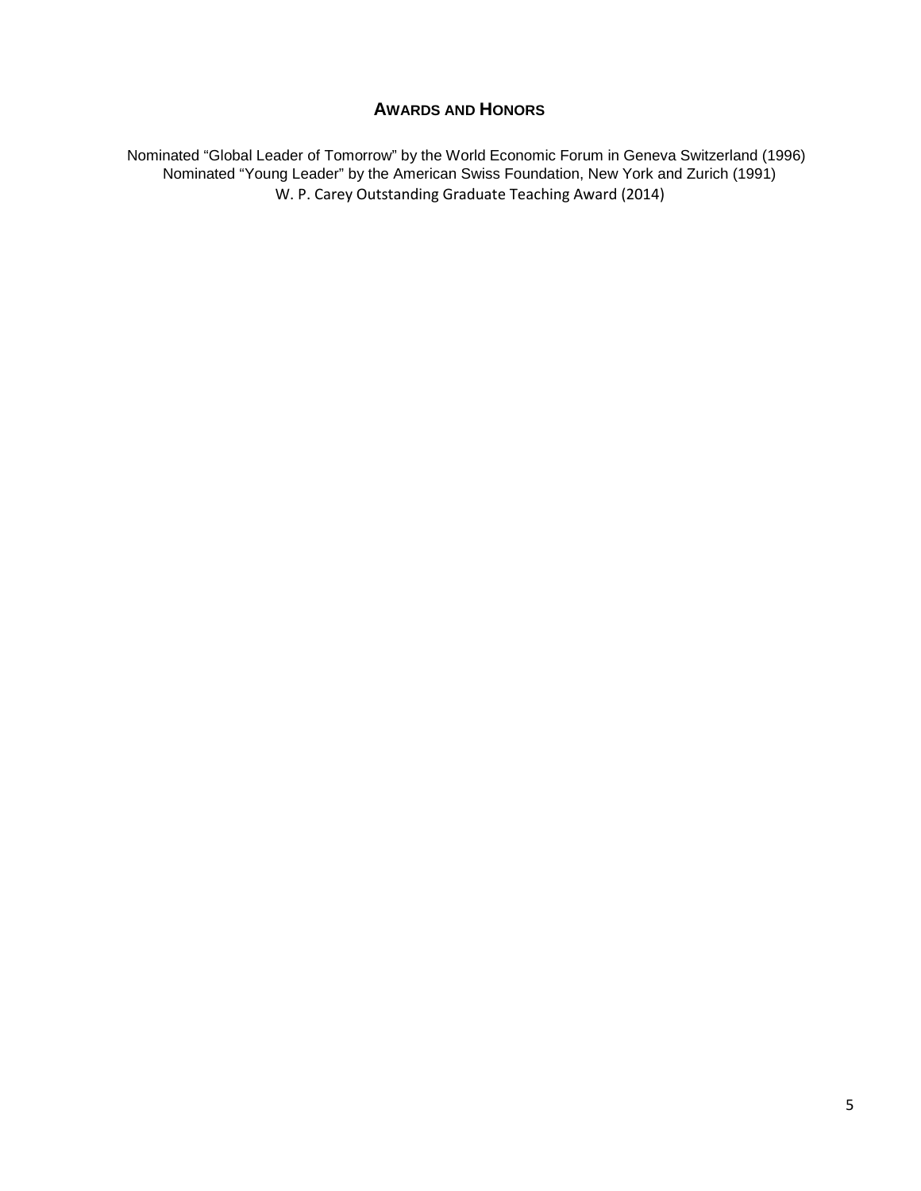## AWARDS AND HONORS

Nominated "Global Leader of Tomorrow" by the World Economic Forum in Geneva Switzerland (1996)

Nominated "Young Leader" by the American Swiss Foundation, New York and Zurich (1991)

W. P. Carey Outstanding Graduate Teaching Award (2014)